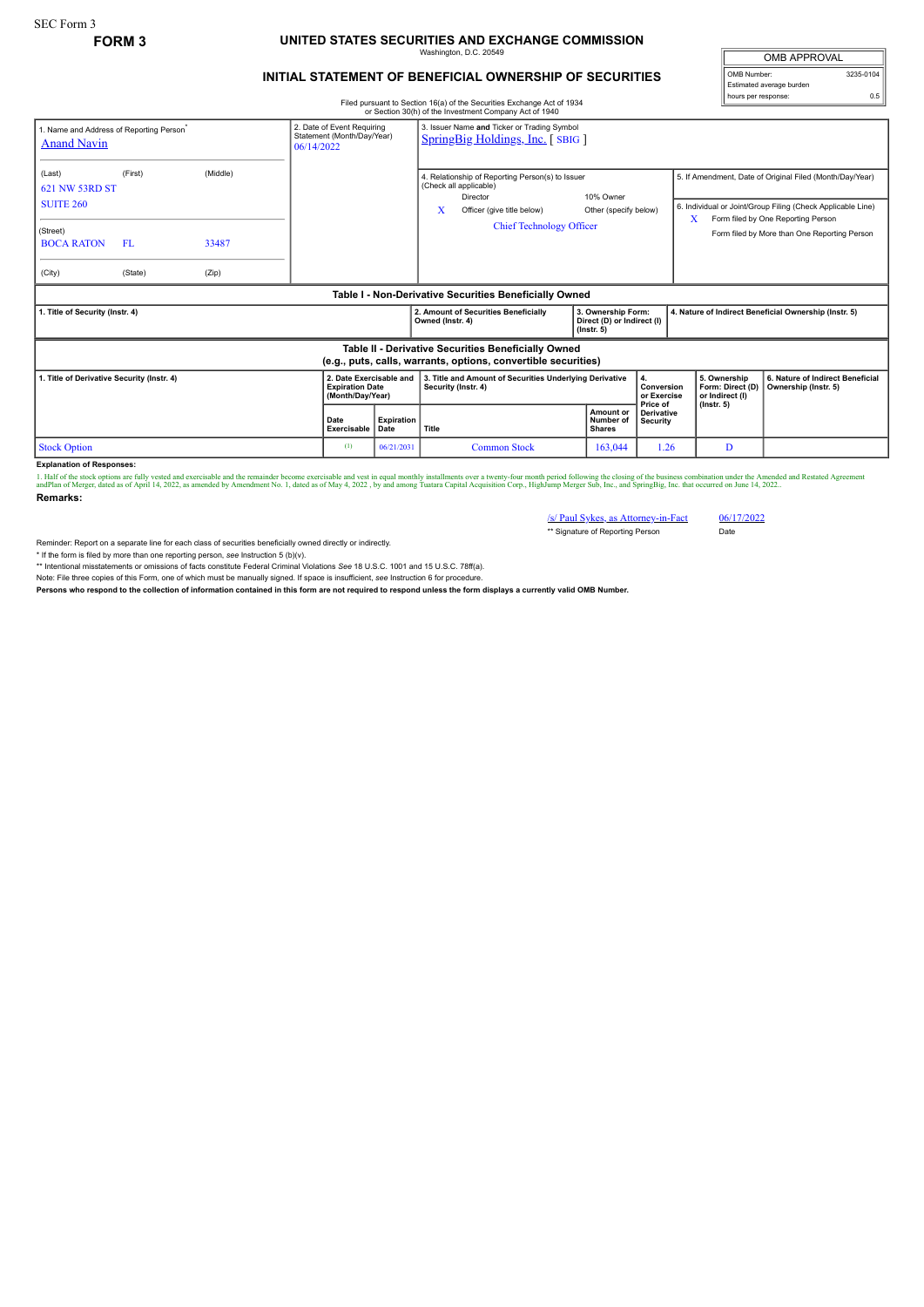SEC Form 3

**FORM 3**

# UNITED STATES SECURITIES AND EXCHANGE COMMISSION

Washington, D.C. 20549

## INITIAL STATEMENT OF BENEFICIAL OWNERSHIP OF SECURITIES

| OMB APPROVAL | |
|---|---|
| OMB Number: | 3235-0104 |
| Estimated average burden | |
| hours per response: | 0.5 |

Filed pursuant to Section 16(a) of the Securities Exchange Act of 1934 or Section 30(h) of the Investment Company Act of 1940

1. Name and Address of Reporting Person*
Anand Navin

(Last) (First) (Middle)
621 NW 53RD ST
SUITE 260

(Street)
BOCA RATON FL 33487

(City) (State) (Zip)

2. Date of Event Requiring Statement (Month/Day/Year)
06/14/2022

3. Issuer Name **and** Ticker or Trading Symbol
SpringBig Holdings, Inc. [ SBIG ]

4. Relationship of Reporting Person(s) to Issuer (Check all applicable)
Director
10% Owner
X Officer (give title below)
Other (specify below)
Chief Technology Officer

5. If Amendment, Date of Original Filed (Month/Day/Year)

6. Individual or Joint/Group Filing (Check Applicable Line)
X Form filed by One Reporting Person
Form filed by More than One Reporting Person

### Table I - Non-Derivative Securities Beneficially Owned

| 1. Title of Security (Instr. 4) | 2. Amount of Securities Beneficially Owned (Instr. 4) | 3. Ownership Form: Direct (D) or Indirect (I) (Instr. 5) | 4. Nature of Indirect Beneficial Ownership (Instr. 5) |
|---|---|---|---|

### Table II - Derivative Securities Beneficially Owned (e.g., puts, calls, warrants, options, convertible securities)

| 1. Title of Derivative Security (Instr. 4) | 2. Date Exercisable and Expiration Date (Month/Day/Year) | | 3. Title and Amount of Securities Underlying Derivative Security (Instr. 4) | | 4. Conversion or Exercise Price of Derivative Security | 5. Ownership Form: Direct (D) or Indirect (I) (Instr. 5) | 6. Nature of Indirect Beneficial Ownership (Instr. 5) |
|---|---|---|---|---|---|---|---|
| | Date Exercisable | Expiration Date | Title | Amount or Number of Shares | | | |
| Stock Option | (1) | 06/21/2031 | Common Stock | 163,044 | 1.26 | D | |

**Explanation of Responses:**

1. Half of the stock options are fully vested and exercisable and the remainder become exercisable and vest in equal monthly installments over a twenty-four month period following the closing of the business combination under the Amended and Restated Agreement andPlan of Merger, dated as of April 14, 2022, as amended by Amendment No. 1, dated as of May 4, 2022 , by and among Tuatara Capital Acquisition Corp., HighJump Merger Sub, Inc., and SpringBig, Inc. that occurred on June 14, 2022..

**Remarks:**

/s/ Paul Sykes, as Attorney-in-Fact — 06/17/2022
** Signature of Reporting Person — Date

Reminder: Report on a separate line for each class of securities beneficially owned directly or indirectly.

* If the form is filed by more than one reporting person, *see* Instruction 5 (b)(v).

** Intentional misstatements or omissions of facts constitute Federal Criminal Violations *See* 18 U.S.C. 1001 and 15 U.S.C. 78ff(a).

Note: File three copies of this Form, one of which must be manually signed. If space is insufficient, *see* Instruction 6 for procedure.

**Persons who respond to the collection of information contained in this form are not required to respond unless the form displays a currently valid OMB Number.**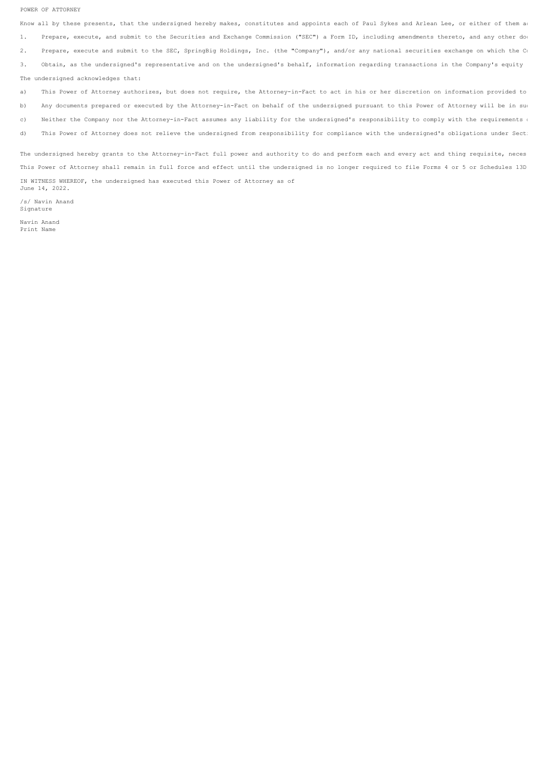POWER OF ATTORNEY

Know all by these presents, that the undersigned hereby makes, constitutes and appoints each of Paul Sykes and Arlean Lee, or either of them a

1. Prepare, execute, and submit to the Securities and Exchange Commission ("SEC") a Form ID, including amendments thereto, and any other do

2. Prepare, execute and submit to the SEC, SpringBig Holdings, Inc. (the "Company"), and/or any national securities exchange on which the C

3. Obtain, as the undersigned's representative and on the undersigned's behalf, information regarding transactions in the Company's equity

The undersigned acknowledges that:

a) This Power of Attorney authorizes, but does not require, the Attorney-in-Fact to act in his or her discretion on information provided to

b) Any documents prepared or executed by the Attorney-in-Fact on behalf of the undersigned pursuant to this Power of Attorney will be in su

c) Neither the Company nor the Attorney-in-Fact assumes any liability for the undersigned's responsibility to comply with the requirements

d) This Power of Attorney does not relieve the undersigned from responsibility for compliance with the undersigned's obligations under Sect

The undersigned hereby grants to the Attorney-in-Fact full power and authority to do and perform each and every act and thing requisite, neces

This Power of Attorney shall remain in full force and effect until the undersigned is no longer required to file Forms 4 or 5 or Schedules 13D

IN WITNESS WHEREOF, the undersigned has executed this Power of Attorney as of
June 14, 2022.

/s/ Navin Anand
Signature

Navin Anand
Print Name